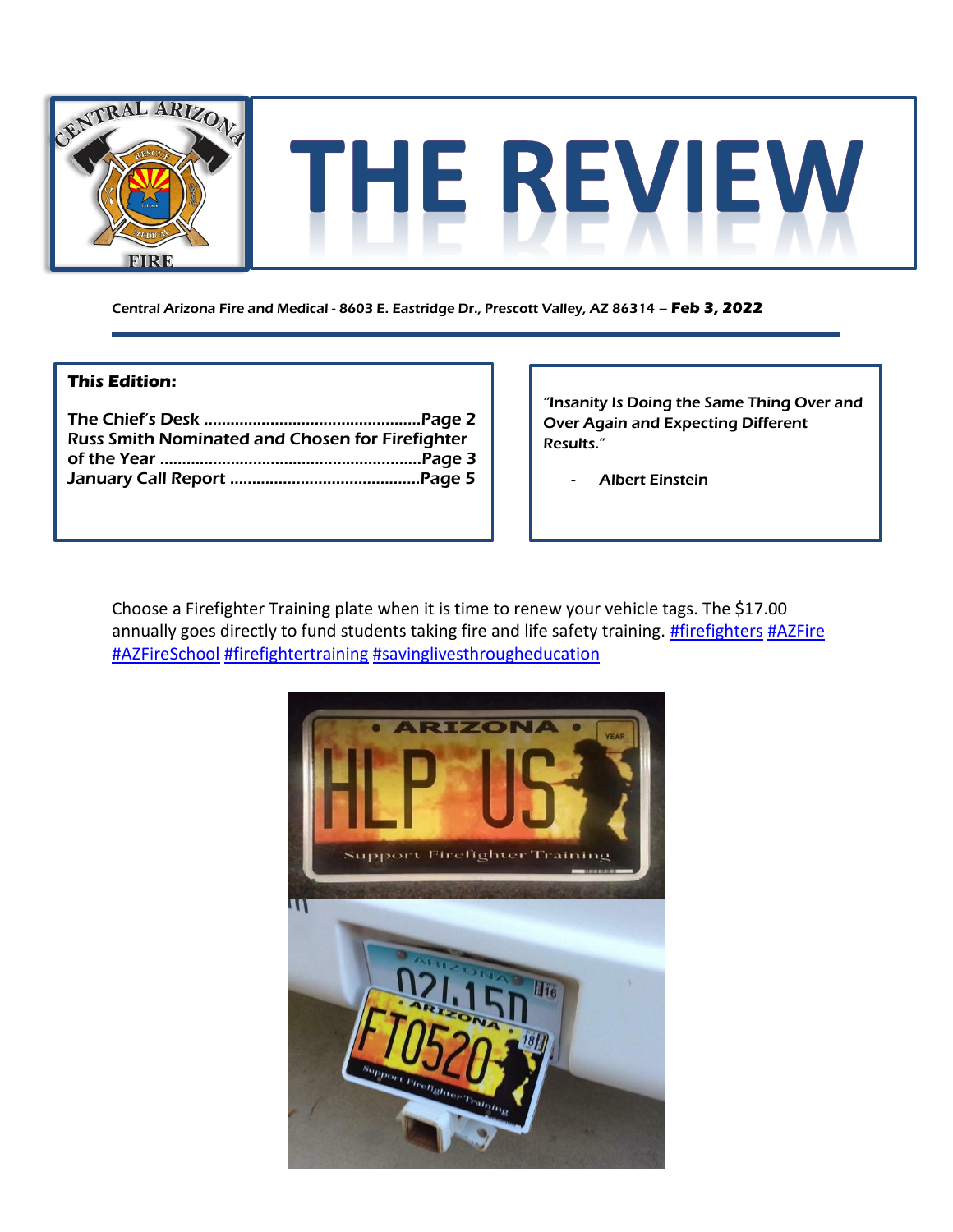# THE REVIEW

Central Arizona Fire and Medical - 8603 E. Eastridge Dr., Prescott Valley, AZ 86314 – **Feb 3, 2022**

**This Edition:**

The Chief's Desk ................................................Page 2
Russ Smith Nominated and Chosen for Firefighter of the Year ..........................................................Page 3
January Call Report ..........................................Page 5

*"Insanity Is Doing the Same Thing Over and Over Again and Expecting Different Results."*

- Albert Einstein

Choose a Firefighter Training plate when it is time to renew your vehicle tags. The $17.00 annually goes directly to fund students taking fire and life safety training. #firefighters #AZFire #AZFireSchool #firefightertraining #savinglivesthrougheducation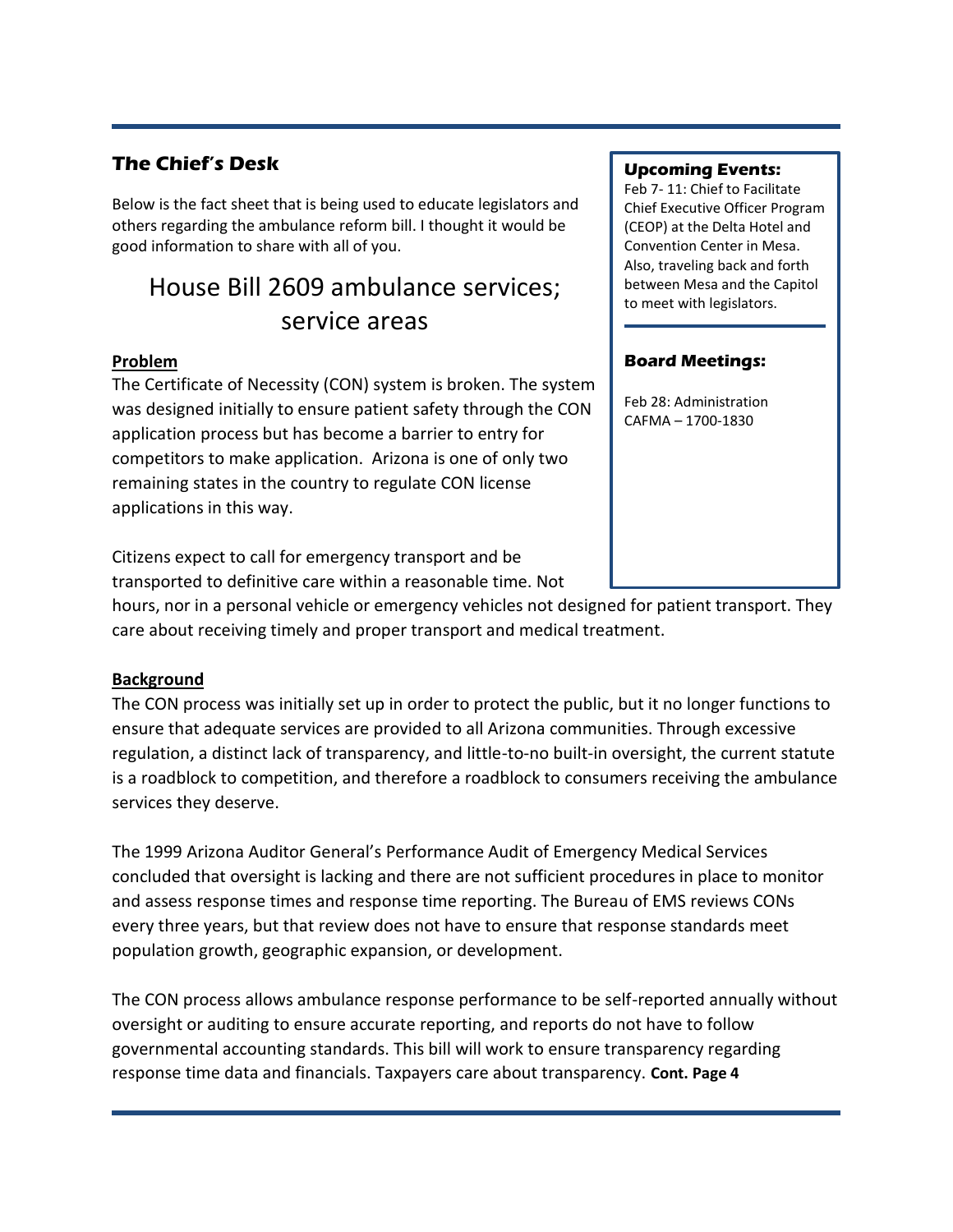## The Chief's Desk

Below is the fact sheet that is being used to educate legislators and others regarding the ambulance reform bill. I thought it would be good information to share with all of you.

# House Bill 2609 ambulance services; service areas

**Problem**

The Certificate of Necessity (CON) system is broken. The system was designed initially to ensure patient safety through the CON application process but has become a barrier to entry for competitors to make application. Arizona is one of only two remaining states in the country to regulate CON license applications in this way.

Citizens expect to call for emergency transport and be transported to definitive care within a reasonable time. Not hours, nor in a personal vehicle or emergency vehicles not designed for patient transport. They care about receiving timely and proper transport and medical treatment.

**Background**

The CON process was initially set up in order to protect the public, but it no longer functions to ensure that adequate services are provided to all Arizona communities. Through excessive regulation, a distinct lack of transparency, and little-to-no built-in oversight, the current statute is a roadblock to competition, and therefore a roadblock to consumers receiving the ambulance services they deserve.

The 1999 Arizona Auditor General's Performance Audit of Emergency Medical Services concluded that oversight is lacking and there are not sufficient procedures in place to monitor and assess response times and response time reporting. The Bureau of EMS reviews CONs every three years, but that review does not have to ensure that response standards meet population growth, geographic expansion, or development.

The CON process allows ambulance response performance to be self-reported annually without oversight or auditing to ensure accurate reporting, and reports do not have to follow governmental accounting standards. This bill will work to ensure transparency regarding response time data and financials. Taxpayers care about transparency. **Cont. Page 4**

### Upcoming Events:

Feb 7- 11: Chief to Facilitate Chief Executive Officer Program (CEOP) at the Delta Hotel and Convention Center in Mesa. Also, traveling back and forth between Mesa and the Capitol to meet with legislators.

### Board Meetings:

Feb 28: Administration CAFMA – 1700-1830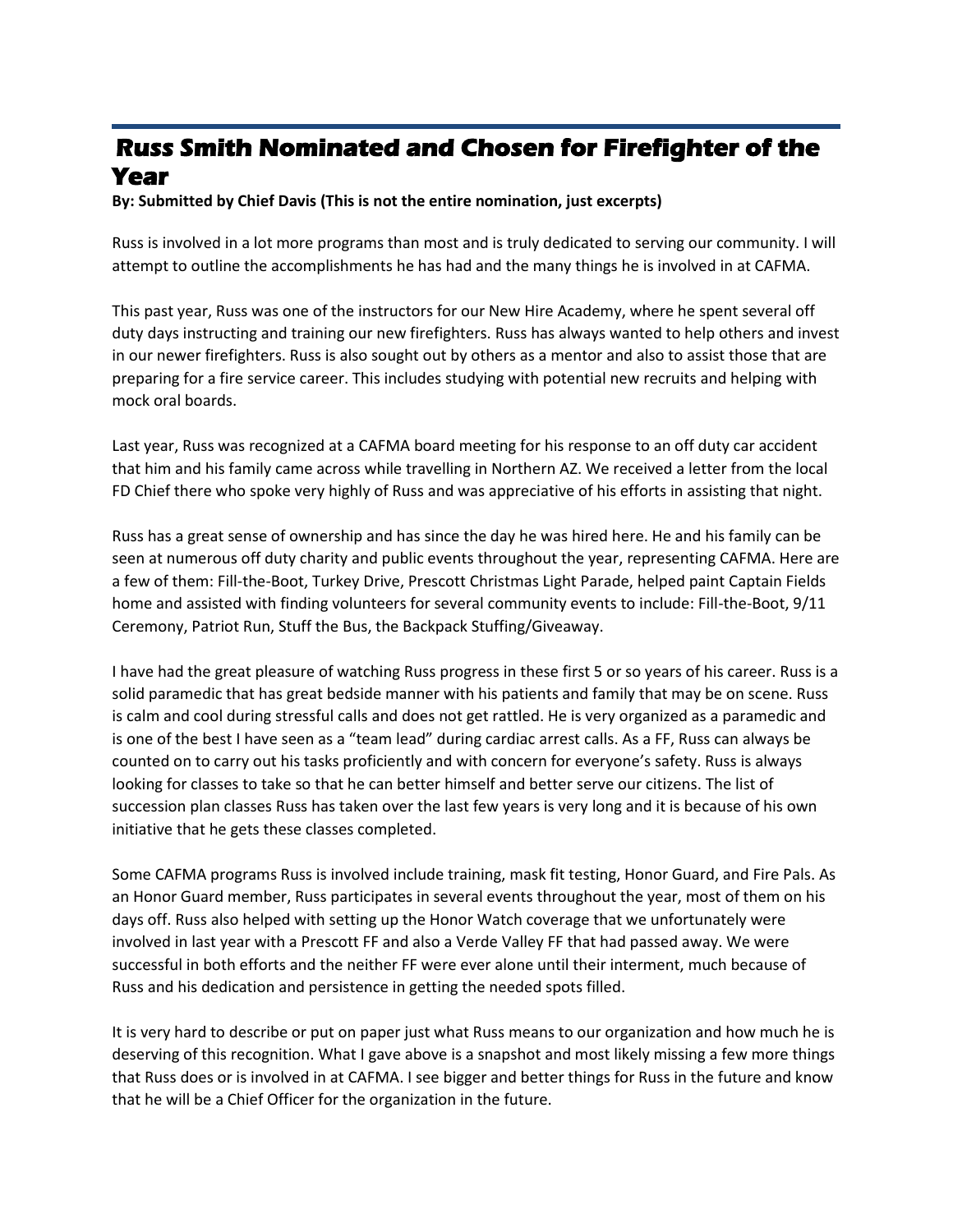# Russ Smith Nominated and Chosen for Firefighter of the Year

**By: Submitted by Chief Davis (This is not the entire nomination, just excerpts)**

Russ is involved in a lot more programs than most and is truly dedicated to serving our community. I will attempt to outline the accomplishments he has had and the many things he is involved in at CAFMA.

This past year, Russ was one of the instructors for our New Hire Academy, where he spent several off duty days instructing and training our new firefighters. Russ has always wanted to help others and invest in our newer firefighters. Russ is also sought out by others as a mentor and also to assist those that are preparing for a fire service career. This includes studying with potential new recruits and helping with mock oral boards.

Last year, Russ was recognized at a CAFMA board meeting for his response to an off duty car accident that him and his family came across while travelling in Northern AZ. We received a letter from the local FD Chief there who spoke very highly of Russ and was appreciative of his efforts in assisting that night.

Russ has a great sense of ownership and has since the day he was hired here. He and his family can be seen at numerous off duty charity and public events throughout the year, representing CAFMA. Here are a few of them: Fill-the-Boot, Turkey Drive, Prescott Christmas Light Parade, helped paint Captain Fields home and assisted with finding volunteers for several community events to include: Fill-the-Boot, 9/11 Ceremony, Patriot Run, Stuff the Bus, the Backpack Stuffing/Giveaway.

I have had the great pleasure of watching Russ progress in these first 5 or so years of his career. Russ is a solid paramedic that has great bedside manner with his patients and family that may be on scene. Russ is calm and cool during stressful calls and does not get rattled. He is very organized as a paramedic and is one of the best I have seen as a "team lead" during cardiac arrest calls. As a FF, Russ can always be counted on to carry out his tasks proficiently and with concern for everyone's safety. Russ is always looking for classes to take so that he can better himself and better serve our citizens. The list of succession plan classes Russ has taken over the last few years is very long and it is because of his own initiative that he gets these classes completed.

Some CAFMA programs Russ is involved include training, mask fit testing, Honor Guard, and Fire Pals. As an Honor Guard member, Russ participates in several events throughout the year, most of them on his days off. Russ also helped with setting up the Honor Watch coverage that we unfortunately were involved in last year with a Prescott FF and also a Verde Valley FF that had passed away. We were successful in both efforts and the neither FF were ever alone until their interment, much because of Russ and his dedication and persistence in getting the needed spots filled.

It is very hard to describe or put on paper just what Russ means to our organization and how much he is deserving of this recognition. What I gave above is a snapshot and most likely missing a few more things that Russ does or is involved in at CAFMA. I see bigger and better things for Russ in the future and know that he will be a Chief Officer for the organization in the future.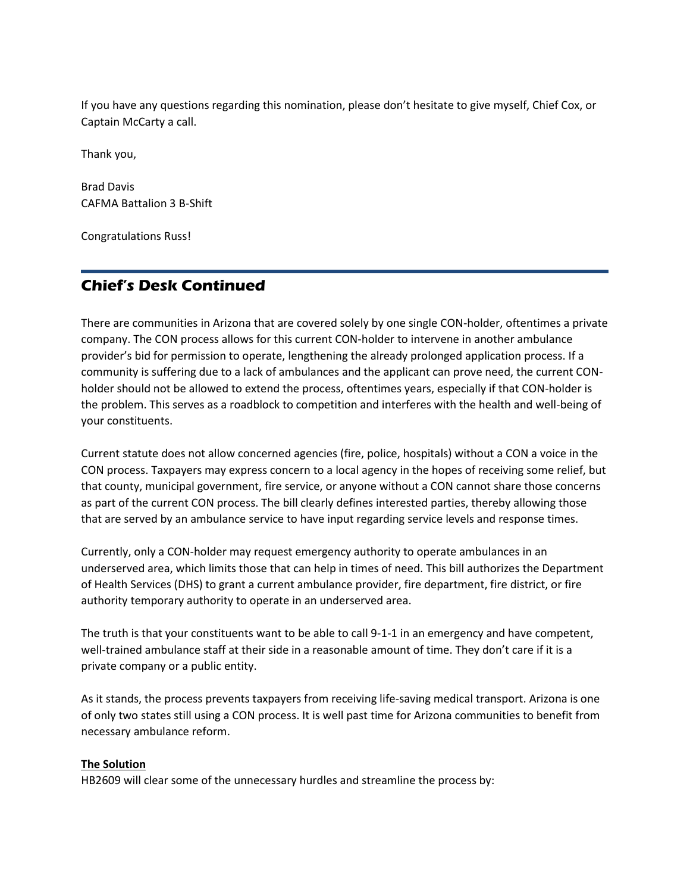If you have any questions regarding this nomination, please don't hesitate to give myself, Chief Cox, or Captain McCarty a call.

Thank you,

Brad Davis
CAFMA Battalion 3 B-Shift

Congratulations Russ!

---

## Chief's Desk Continued

There are communities in Arizona that are covered solely by one single CON-holder, oftentimes a private company. The CON process allows for this current CON-holder to intervene in another ambulance provider's bid for permission to operate, lengthening the already prolonged application process. If a community is suffering due to a lack of ambulances and the applicant can prove need, the current CON-holder should not be allowed to extend the process, oftentimes years, especially if that CON-holder is the problem. This serves as a roadblock to competition and interferes with the health and well-being of your constituents.

Current statute does not allow concerned agencies (fire, police, hospitals) without a CON a voice in the CON process. Taxpayers may express concern to a local agency in the hopes of receiving some relief, but that county, municipal government, fire service, or anyone without a CON cannot share those concerns as part of the current CON process. The bill clearly defines interested parties, thereby allowing those that are served by an ambulance service to have input regarding service levels and response times.

Currently, only a CON-holder may request emergency authority to operate ambulances in an underserved area, which limits those that can help in times of need. This bill authorizes the Department of Health Services (DHS) to grant a current ambulance provider, fire department, fire district, or fire authority temporary authority to operate in an underserved area.

The truth is that your constituents want to be able to call 9-1-1 in an emergency and have competent, well-trained ambulance staff at their side in a reasonable amount of time. They don't care if it is a private company or a public entity.

As it stands, the process prevents taxpayers from receiving life-saving medical transport. Arizona is one of only two states still using a CON process. It is well past time for Arizona communities to benefit from necessary ambulance reform.

**The Solution**

HB2609 will clear some of the unnecessary hurdles and streamline the process by: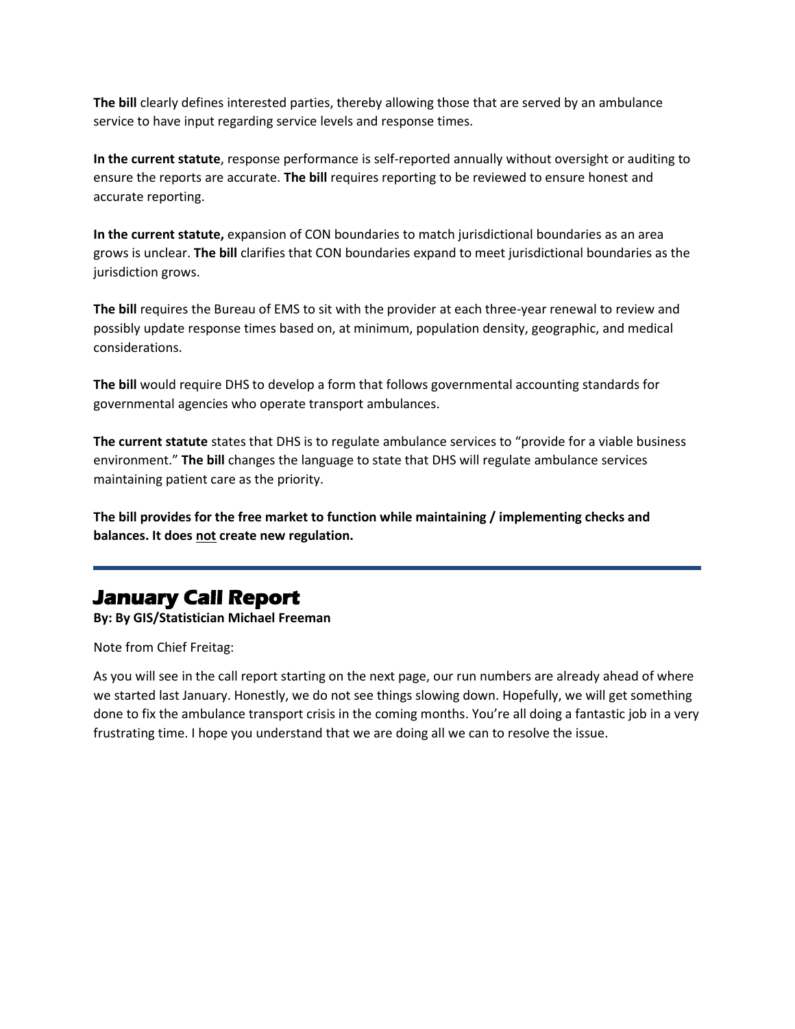**The bill** clearly defines interested parties, thereby allowing those that are served by an ambulance service to have input regarding service levels and response times.

**In the current statute**, response performance is self-reported annually without oversight or auditing to ensure the reports are accurate. **The bill** requires reporting to be reviewed to ensure honest and accurate reporting.

**In the current statute,** expansion of CON boundaries to match jurisdictional boundaries as an area grows is unclear. **The bill** clarifies that CON boundaries expand to meet jurisdictional boundaries as the jurisdiction grows.

**The bill** requires the Bureau of EMS to sit with the provider at each three-year renewal to review and possibly update response times based on, at minimum, population density, geographic, and medical considerations.

**The bill** would require DHS to develop a form that follows governmental accounting standards for governmental agencies who operate transport ambulances.

**The current statute** states that DHS is to regulate ambulance services to "provide for a viable business environment." **The bill** changes the language to state that DHS will regulate ambulance services maintaining patient care as the priority.

**The bill provides for the free market to function while maintaining / implementing checks and balances. It does <u>not</u> create new regulation.**

---

## January Call Report

**By: By GIS/Statistician Michael Freeman**

Note from Chief Freitag:

As you will see in the call report starting on the next page, our run numbers are already ahead of where we started last January. Honestly, we do not see things slowing down. Hopefully, we will get something done to fix the ambulance transport crisis in the coming months. You're all doing a fantastic job in a very frustrating time. I hope you understand that we are doing all we can to resolve the issue.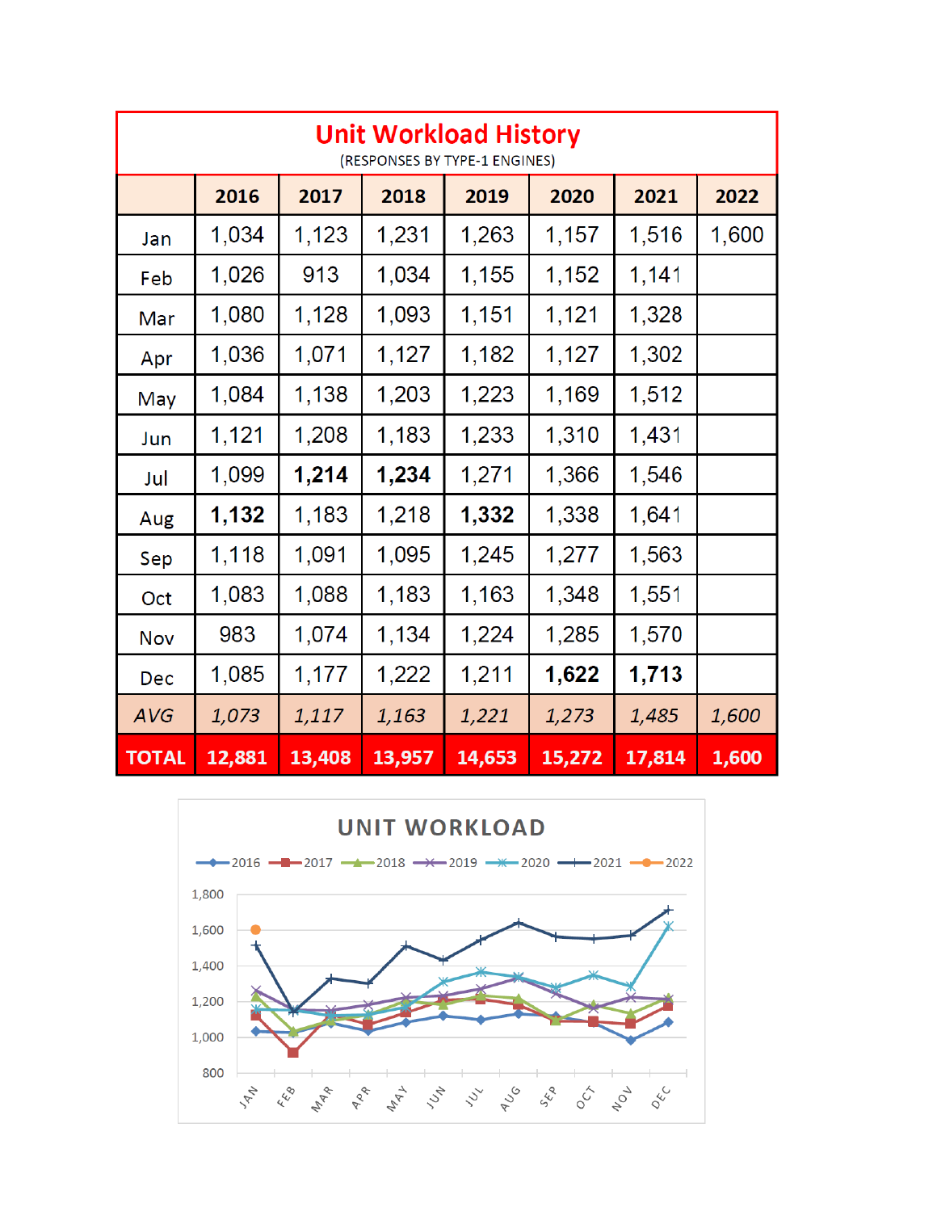# Unit Workload History

(RESPONSES BY TYPE-1 ENGINES)

| | 2016 | 2017 | 2018 | 2019 | 2020 | 2021 | 2022 |
|---|---|---|---|---|---|---|---|
| Jan | 1,034 | 1,123 | 1,231 | 1,263 | 1,157 | 1,516 | 1,600 |
| Feb | 1,026 | 913 | 1,034 | 1,155 | 1,152 | 1,141 | |
| Mar | 1,080 | 1,128 | 1,093 | 1,151 | 1,121 | 1,328 | |
| Apr | 1,036 | 1,071 | 1,127 | 1,182 | 1,127 | 1,302 | |
| May | 1,084 | 1,138 | 1,203 | 1,223 | 1,169 | 1,512 | |
| Jun | 1,121 | 1,208 | 1,183 | 1,233 | 1,310 | 1,431 | |
| Jul | 1,099 | **1,214** | **1,234** | 1,271 | 1,366 | 1,546 | |
| Aug | **1,132** | 1,183 | 1,218 | **1,332** | 1,338 | 1,641 | |
| Sep | 1,118 | 1,091 | 1,095 | 1,245 | 1,277 | 1,563 | |
| Oct | 1,083 | 1,088 | 1,183 | 1,163 | 1,348 | 1,551 | |
| Nov | 983 | 1,074 | 1,134 | 1,224 | 1,285 | 1,570 | |
| Dec | 1,085 | 1,177 | 1,222 | 1,211 | **1,622** | **1,713** | |
| *AVG* | *1,073* | *1,117* | *1,163* | *1,221* | *1,273* | *1,485* | *1,600* |
| **TOTAL** | **12,881** | **13,408** | **13,957** | **14,653** | **15,272** | **17,814** | **1,600** |

## UNIT WORKLOAD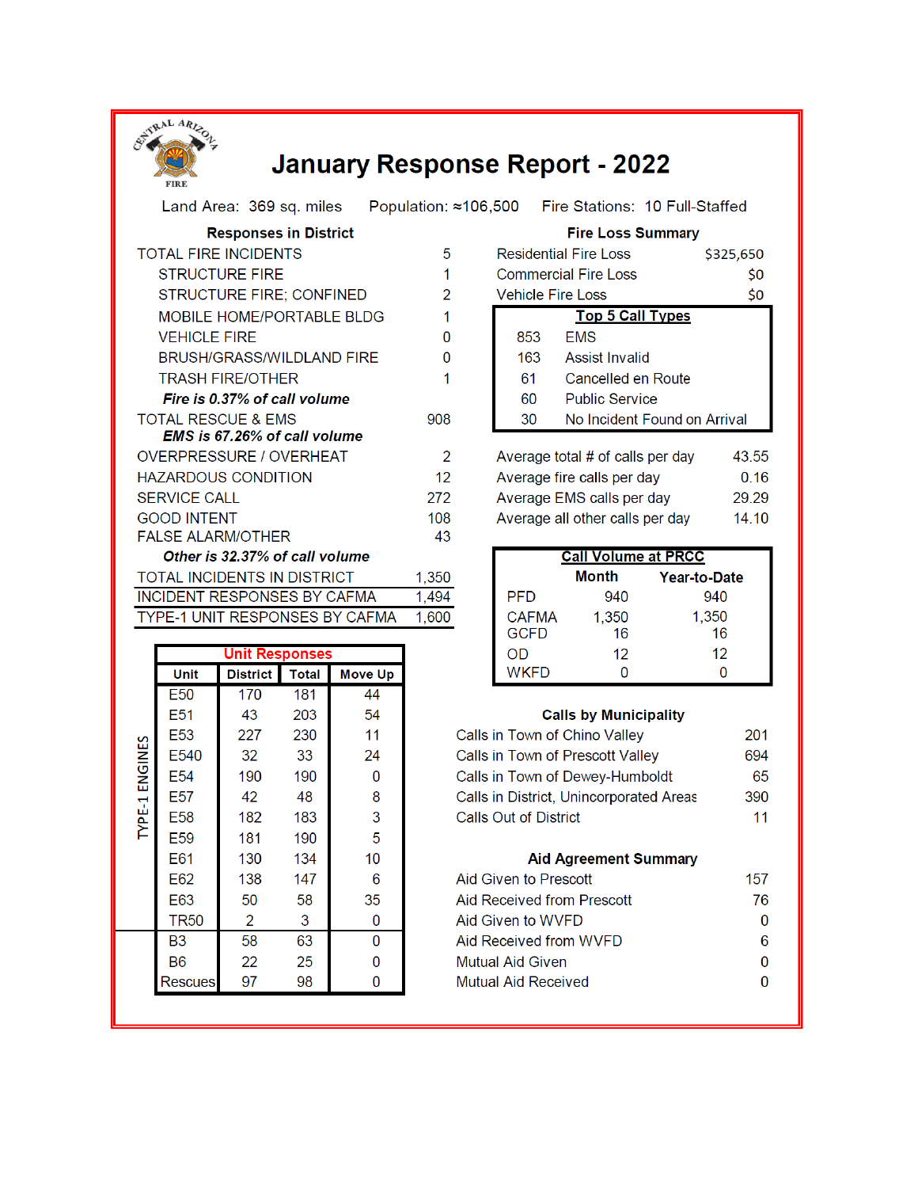# January Response Report - 2022

Land Area: 369 sq. miles  Population: ≈106,500  Fire Stations: 10 Full-Staffed

## Responses in District

| | |
|---|---|
| TOTAL FIRE INCIDENTS | 5 |
| STRUCTURE FIRE | 1 |
| STRUCTURE FIRE; CONFINED | 2 |
| MOBILE HOME/PORTABLE BLDG | 1 |
| VEHICLE FIRE | 0 |
| BRUSH/GRASS/WILDLAND FIRE | 0 |
| TRASH FIRE/OTHER | 1 |
| ***Fire is 0.37% of call volume*** | |
| TOTAL RESCUE & EMS | 908 |
| ***EMS is 67.26% of call volume*** | |
| OVERPRESSURE / OVERHEAT | 2 |
| HAZARDOUS CONDITION | 12 |
| SERVICE CALL | 272 |
| GOOD INTENT | 108 |
| FALSE ALARM/OTHER | 43 |
| ***Other is 32.37% of call volume*** | |
| TOTAL INCIDENTS IN DISTRICT | 1,350 |
| INCIDENT RESPONSES BY CAFMA | 1,494 |
| TYPE-1 UNIT RESPONSES BY CAFMA | 1,600 |

## Unit Responses

| | Unit | District | Total | Move Up |
|---|---|---|---|---|
| TYPE-1 ENGINES | E50 | 170 | 181 | 44 |
| | E51 | 43 | 203 | 54 |
| | E53 | 227 | 230 | 11 |
| | E540 | 32 | 33 | 24 |
| | E54 | 190 | 190 | 0 |
| | E57 | 42 | 48 | 8 |
| | E58 | 182 | 183 | 3 |
| | E59 | 181 | 190 | 5 |
| | E61 | 130 | 134 | 10 |
| | E62 | 138 | 147 | 6 |
| | E63 | 50 | 58 | 35 |
| | TR50 | 2 | 3 | 0 |
| | B3 | 58 | 63 | 0 |
| | B6 | 22 | 25 | 0 |
| | Rescues | 97 | 98 | 0 |

## Fire Loss Summary

| | |
|---|---|
| Residential Fire Loss | $325,650 |
| Commercial Fire Loss | $0 |
| Vehicle Fire Loss | $0 |

### Top 5 Call Types

| | |
|---|---|
| 853 | EMS |
| 163 | Assist Invalid |
| 61 | Cancelled en Route |
| 60 | Public Service |
| 30 | No Incident Found on Arrival |

| | |
|---|---|
| Average total # of calls per day | 43.55 |
| Average fire calls per day | 0.16 |
| Average EMS calls per day | 29.29 |
| Average all other calls per day | 14.10 |

### Call Volume at PRCC

| | Month | Year-to-Date |
|---|---|---|
| PFD | 940 | 940 |
| CAFMA | 1,350 | 1,350 |
| GCFD | 16 | 16 |
| OD | 12 | 12 |
| WKFD | 0 | 0 |

## Calls by Municipality

| | |
|---|---|
| Calls in Town of Chino Valley | 201 |
| Calls in Town of Prescott Valley | 694 |
| Calls in Town of Dewey-Humboldt | 65 |
| Calls in District, Unincorporated Areas | 390 |
| Calls Out of District | 11 |

## Aid Agreement Summary

| | |
|---|---|
| Aid Given to Prescott | 157 |
| Aid Received from Prescott | 76 |
| Aid Given to WVFD | 0 |
| Aid Received from WVFD | 6 |
| Mutual Aid Given | 0 |
| Mutual Aid Received | 0 |